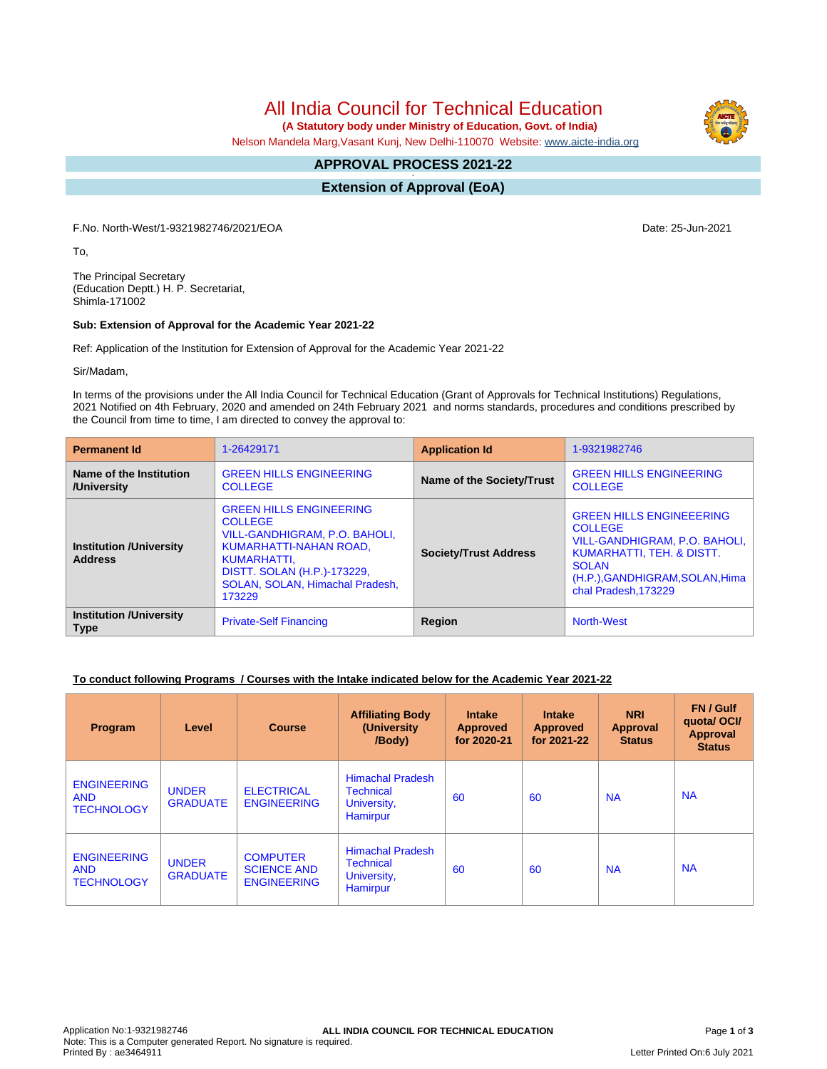# All India Council for Technical Education

**(A Statutory body under Ministry of Education, Govt. of India)**

Nelson Mandela Marg,Vasant Kunj, New Delhi-110070 Website: www.aicte-india.org

## APPROVAL PROCESS 2021-22

## Extension of Approval (EoA)

F.No. North-West/1-9321982746/2021/EOA

Date: 25-Jun-2021

To,

The Principal Secretary
(Education Deptt.) H. P. Secretariat,
Shimla-171002

**Sub: Extension of Approval for the Academic Year 2021-22**

Ref: Application of the Institution for Extension of Approval for the Academic Year 2021-22

Sir/Madam,

In terms of the provisions under the All India Council for Technical Education (Grant of Approvals for Technical Institutions) Regulations, 2021 Notified on 4th February, 2020 and amended on 24th February 2021 and norms standards, procedures and conditions prescribed by the Council from time to time, I am directed to convey the approval to:

| **Permanent Id** | 1-26429171 | **Application Id** | 1-9321982746 |
|---|---|---|---|
| **Name of the Institution /University** | GREEN HILLS ENGINEERING COLLEGE | **Name of the Society/Trust** | GREEN HILLS ENGINEERING COLLEGE |
| **Institution /University Address** | GREEN HILLS ENGINEERING COLLEGE VILL-GANDHIGRAM, P.O. BAHOLI, KUMARHATTI-NAHAN ROAD, KUMARHATTI, DISTT. SOLAN (H.P.)-173229, SOLAN, SOLAN, Himachal Pradesh, 173229 | **Society/Trust Address** | GREEN HILLS ENGINEERING COLLEGE VILL-GANDHIGRAM, P.O. BAHOLI, KUMARHATTI, TEH. & DISTT. SOLAN (H.P.),GANDHIGRAM,SOLAN,Himachal Pradesh,173229 |
| **Institution /University Type** | Private-Self Financing | **Region** | North-West |

**To conduct following Programs / Courses with the Intake indicated below for the Academic Year 2021-22**

| Program | Level | Course | Affiliating Body (University /Body) | Intake Approved for 2020-21 | Intake Approved for 2021-22 | NRI Approval Status | FN / Gulf quota/ OCI/ Approval Status |
|---|---|---|---|---|---|---|---|
| ENGINEERING AND TECHNOLOGY | UNDER GRADUATE | ELECTRICAL ENGINEERING | Himachal Pradesh Technical University, Hamirpur | 60 | 60 | NA | NA |
| ENGINEERING AND TECHNOLOGY | UNDER GRADUATE | COMPUTER SCIENCE AND ENGINEERING | Himachal Pradesh Technical University, Hamirpur | 60 | 60 | NA | NA |

Application No:1-9321982746
Note: This is a Computer generated Report. No signature is required.
Printed By : ae3464911
Letter Printed On:6 July 2021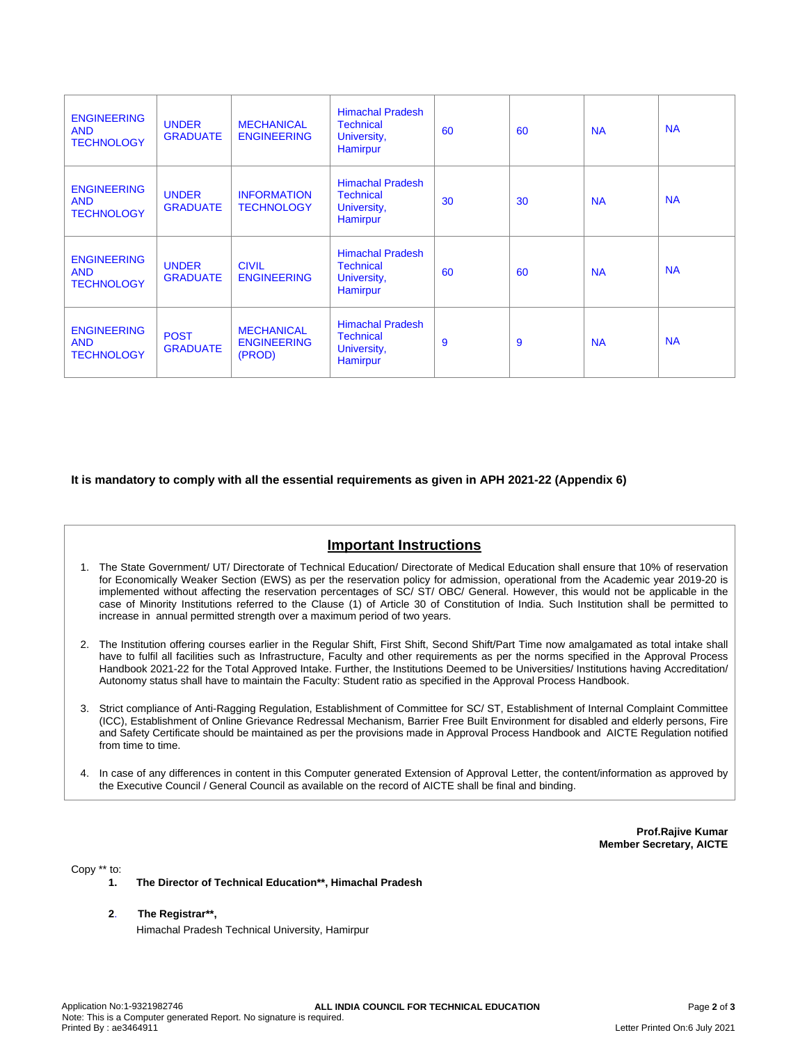| | | | | | | | |
|---|---|---|---|---|---|---|---|
| ENGINEERING AND TECHNOLOGY | UNDER GRADUATE | MECHANICAL ENGINEERING | Himachal Pradesh Technical University, Hamirpur | 60 | 60 | NA | NA |
| ENGINEERING AND TECHNOLOGY | UNDER GRADUATE | INFORMATION TECHNOLOGY | Himachal Pradesh Technical University, Hamirpur | 30 | 30 | NA | NA |
| ENGINEERING AND TECHNOLOGY | UNDER GRADUATE | CIVIL ENGINEERING | Himachal Pradesh Technical University, Hamirpur | 60 | 60 | NA | NA |
| ENGINEERING AND TECHNOLOGY | POST GRADUATE | MECHANICAL ENGINEERING (PROD) | Himachal Pradesh Technical University, Hamirpur | 9 | 9 | NA | NA |

**It is mandatory to comply with all the essential requirements as given in APH 2021-22 (Appendix 6)**

## Important Instructions

1. The State Government/ UT/ Directorate of Technical Education/ Directorate of Medical Education shall ensure that 10% of reservation for Economically Weaker Section (EWS) as per the reservation policy for admission, operational from the Academic year 2019-20 is implemented without affecting the reservation percentages of SC/ ST/ OBC/ General. However, this would not be applicable in the case of Minority Institutions referred to the Clause (1) of Article 30 of Constitution of India. Such Institution shall be permitted to increase in annual permitted strength over a maximum period of two years.

2. The Institution offering courses earlier in the Regular Shift, First Shift, Second Shift/Part Time now amalgamated as total intake shall have to fulfil all facilities such as Infrastructure, Faculty and other requirements as per the norms specified in the Approval Process Handbook 2021-22 for the Total Approved Intake. Further, the Institutions Deemed to be Universities/ Institutions having Accreditation/ Autonomy status shall have to maintain the Faculty: Student ratio as specified in the Approval Process Handbook.

3. Strict compliance of Anti-Ragging Regulation, Establishment of Committee for SC/ ST, Establishment of Internal Complaint Committee (ICC), Establishment of Online Grievance Redressal Mechanism, Barrier Free Built Environment for disabled and elderly persons, Fire and Safety Certificate should be maintained as per the provisions made in Approval Process Handbook and AICTE Regulation notified from time to time.

4. In case of any differences in content in this Computer generated Extension of Approval Letter, the content/information as approved by the Executive Council / General Council as available on the record of AICTE shall be final and binding.

**Prof.Rajive Kumar**
**Member Secretary, AICTE**

Copy ** to:

1. **The Director of Technical Education**, Himachal Pradesh**

2. **The Registrar**,**
   Himachal Pradesh Technical University, Hamirpur

Application No:1-9321982746
Note: This is a Computer generated Report. No signature is required.
Printed By : ae3464911

ALL INDIA COUNCIL FOR TECHNICAL EDUCATION

Letter Printed On:6 July 2021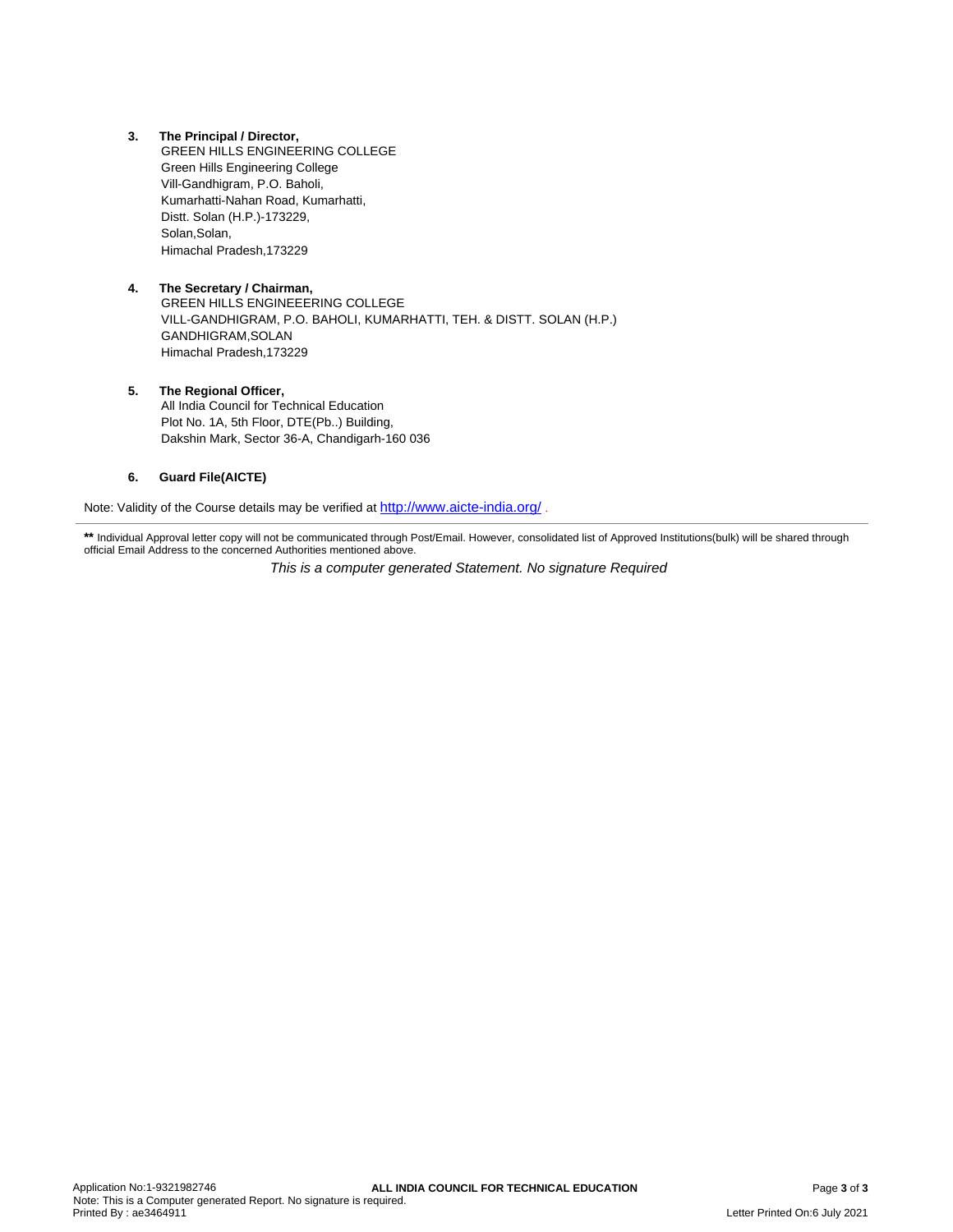3. **The Principal / Director,**
   GREEN HILLS ENGINEERING COLLEGE
   Green Hills Engineering College
   Vill-Gandhigram, P.O. Baholi,
   Kumarhatti-Nahan Road, Kumarhatti,
   Distt. Solan (H.P.)-173229,
   Solan,Solan,
   Himachal Pradesh,173229

4. **The Secretary / Chairman,**
   GREEN HILLS ENGINEEERING COLLEGE
   VILL-GANDHIGRAM, P.O. BAHOLI, KUMARHATTI, TEH. & DISTT. SOLAN (H.P.)
   GANDHIGRAM,SOLAN
   Himachal Pradesh,173229

5. **The Regional Officer,**
   All India Council for Technical Education
   Plot No. 1A, 5th Floor, DTE(Pb..) Building,
   Dakshin Mark, Sector 36-A, Chandigarh-160 036

6. **Guard File(AICTE)**

Note: Validity of the Course details may be verified at http://www.aicte-india.org/ .

---

**\*\*** Individual Approval letter copy will not be communicated through Post/Email. However, consolidated list of Approved Institutions(bulk) will be shared through official Email Address to the concerned Authorities mentioned above.

*This is a computer generated Statement. No signature Required*

Application No:1-9321982746
Note: This is a Computer generated Report. No signature is required.
Printed By : ae3464911

Letter Printed On:6 July 2021